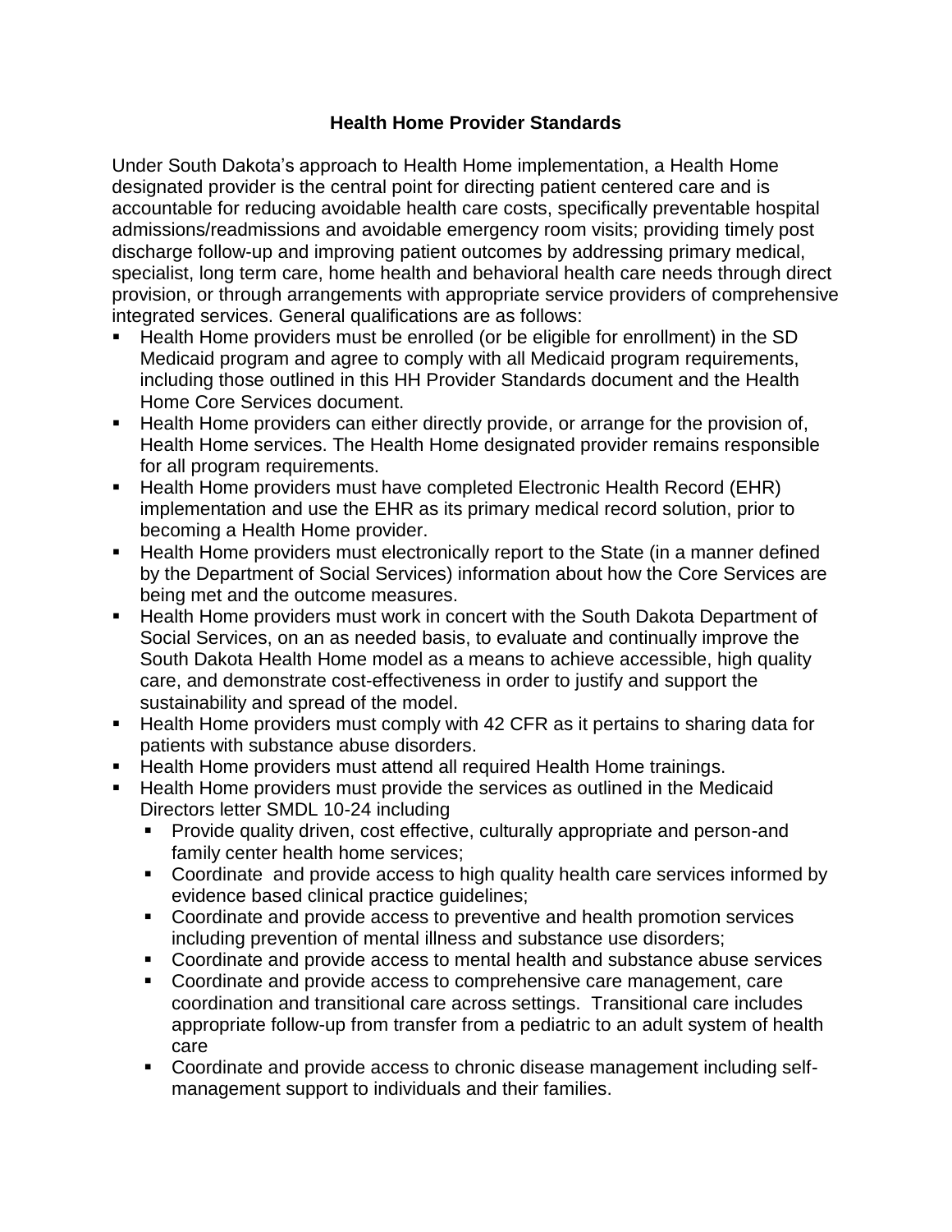# Health Home Provider Standards

Under South Dakota's approach to Health Home implementation, a Health Home designated provider is the central point for directing patient centered care and is accountable for reducing avoidable health care costs, specifically preventable hospital admissions/readmissions and avoidable emergency room visits; providing timely post discharge follow-up and improving patient outcomes by addressing primary medical, specialist, long term care, home health and behavioral health care needs through direct provision, or through arrangements with appropriate service providers of comprehensive integrated services. General qualifications are as follows:

- Health Home providers must be enrolled (or be eligible for enrollment) in the SD Medicaid program and agree to comply with all Medicaid program requirements, including those outlined in this HH Provider Standards document and the Health Home Core Services document.
- Health Home providers can either directly provide, or arrange for the provision of, Health Home services. The Health Home designated provider remains responsible for all program requirements.
- Health Home providers must have completed Electronic Health Record (EHR) implementation and use the EHR as its primary medical record solution, prior to becoming a Health Home provider.
- Health Home providers must electronically report to the State (in a manner defined by the Department of Social Services) information about how the Core Services are being met and the outcome measures.
- Health Home providers must work in concert with the South Dakota Department of Social Services, on an as needed basis, to evaluate and continually improve the South Dakota Health Home model as a means to achieve accessible, high quality care, and demonstrate cost-effectiveness in order to justify and support the sustainability and spread of the model.
- Health Home providers must comply with 42 CFR as it pertains to sharing data for patients with substance abuse disorders.
- Health Home providers must attend all required Health Home trainings.
- Health Home providers must provide the services as outlined in the Medicaid Directors letter SMDL 10-24 including
  - Provide quality driven, cost effective, culturally appropriate and person-and family center health home services;
  - Coordinate and provide access to high quality health care services informed by evidence based clinical practice guidelines;
  - Coordinate and provide access to preventive and health promotion services including prevention of mental illness and substance use disorders;
  - Coordinate and provide access to mental health and substance abuse services
  - Coordinate and provide access to comprehensive care management, care coordination and transitional care across settings. Transitional care includes appropriate follow-up from transfer from a pediatric to an adult system of health care
  - Coordinate and provide access to chronic disease management including self-management support to individuals and their families.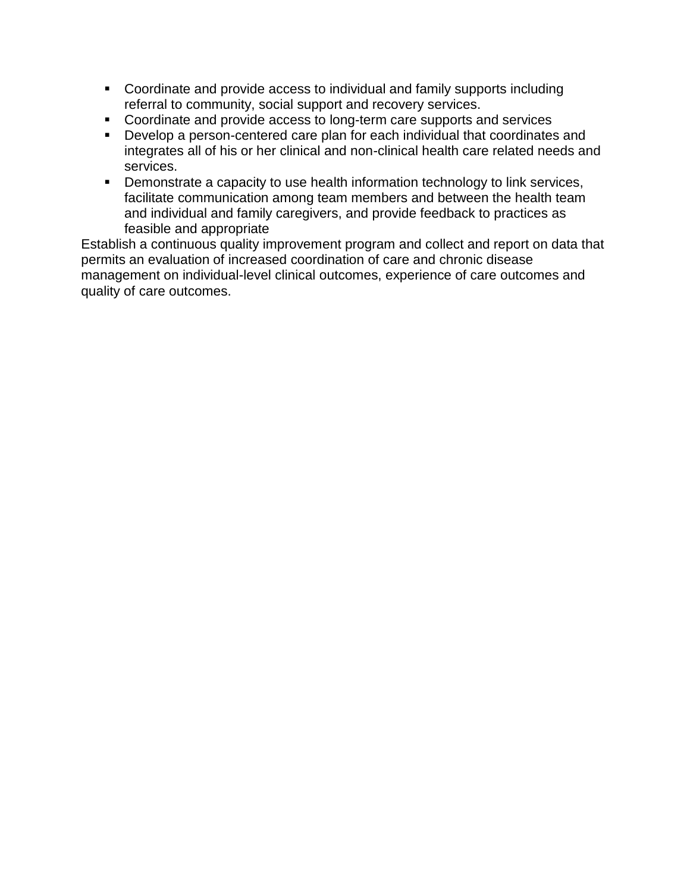- Coordinate and provide access to individual and family supports including referral to community, social support and recovery services.
- Coordinate and provide access to long-term care supports and services
- Develop a person-centered care plan for each individual that coordinates and integrates all of his or her clinical and non-clinical health care related needs and services.
- Demonstrate a capacity to use health information technology to link services, facilitate communication among team members and between the health team and individual and family caregivers, and provide feedback to practices as feasible and appropriate

Establish a continuous quality improvement program and collect and report on data that permits an evaluation of increased coordination of care and chronic disease management on individual-level clinical outcomes, experience of care outcomes and quality of care outcomes.